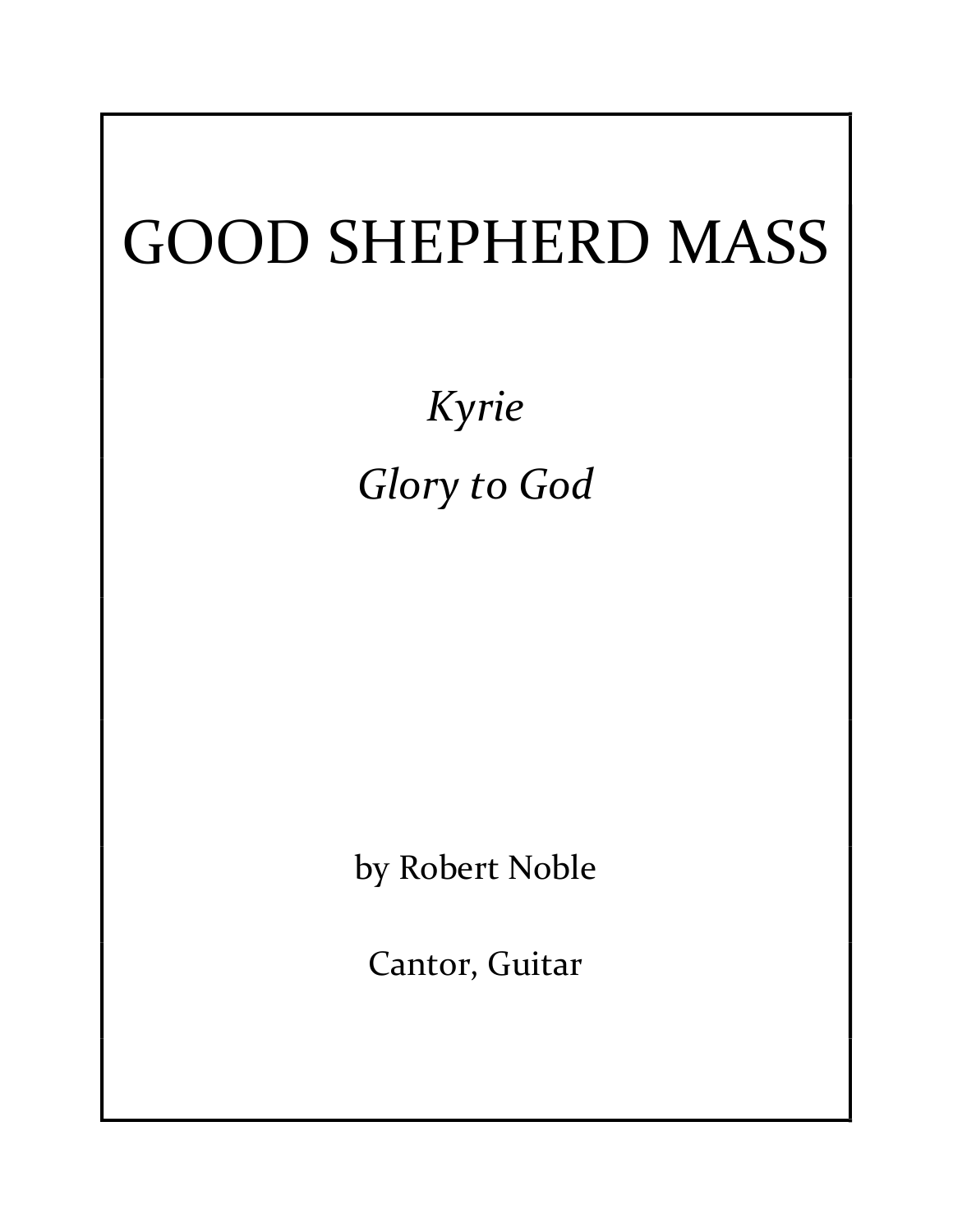# GOOD SHEPHERD MASS

*Kyrie*

*Glory to God*

by Robert Noble

Cantor, Guitar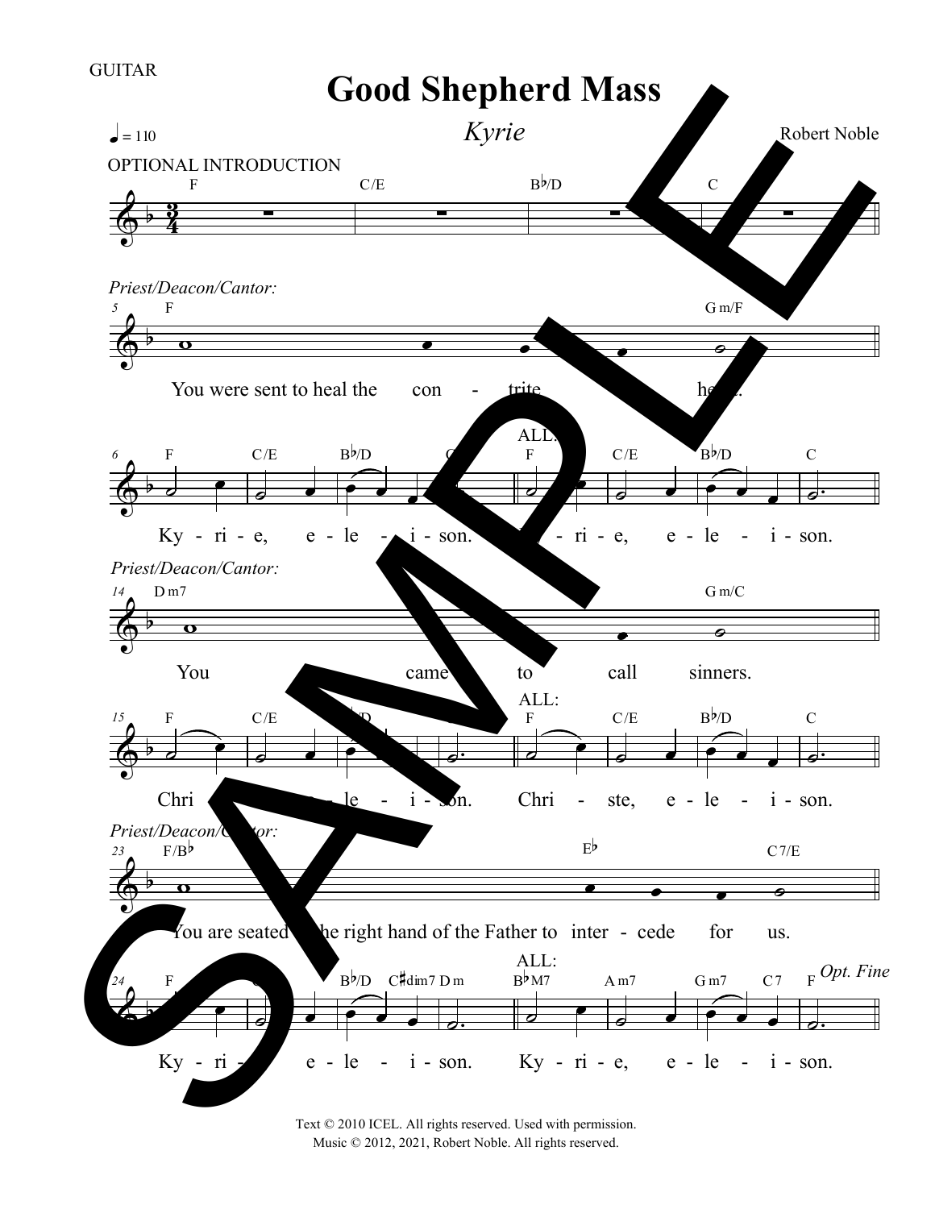GUITAR

# Good Shepherd Mass

*Kyrie*

♩ = 110

Robert Noble

OPTIONAL INTRODUCTION

F C/E B♭/D C

*Priest/Deacon/Cantor:*

5 F G m/F

You were sent to heal the con - trite heart.

6 F C/E B♭/D C ALL: F C/E B♭/D C

Ky - ri - e, e - le - i - son. Ky - ri - e, e - le - i - son.

*Priest/Deacon/Cantor:*

14 D m7 G m/C

You came to call sinners.

15 F C/E B♭/D C ALL: F C/E B♭/D C

Chri - ste, e - le - i - son. Chri - ste, e - le - i - son.

*Priest/Deacon/Cantor:*

23 F/B♭ E♭ C7/E

You are seated at the right hand of the Father to inter - cede for us.

24 F C/E B♭/D C♯dim7 D m ALL: B♭M7 A m7 G m7 C7 F *Opt. Fine*

Ky - ri - e, e - le - i - son. Ky - ri - e, e - le - i - son.

Text © 2010 ICEL. All rights reserved. Used with permission.
Music © 2012, 2021, Robert Noble. All rights reserved.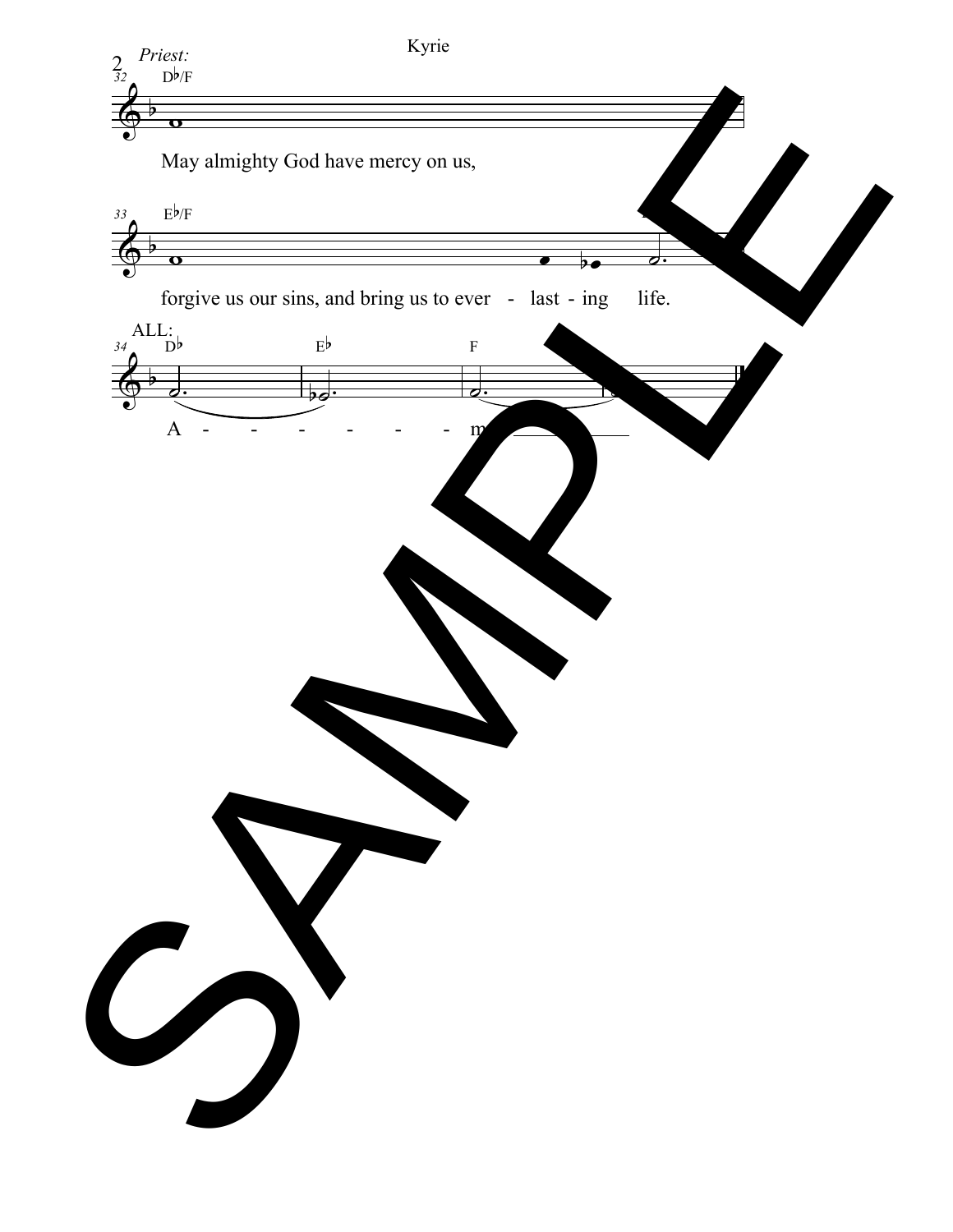*Priest:*

Db/F

May almighty God have mercy on us,

Eb/F

forgive us our sins, and bring us to ever - last - ing life.

ALL:

Db Eb F

A - - - - - - m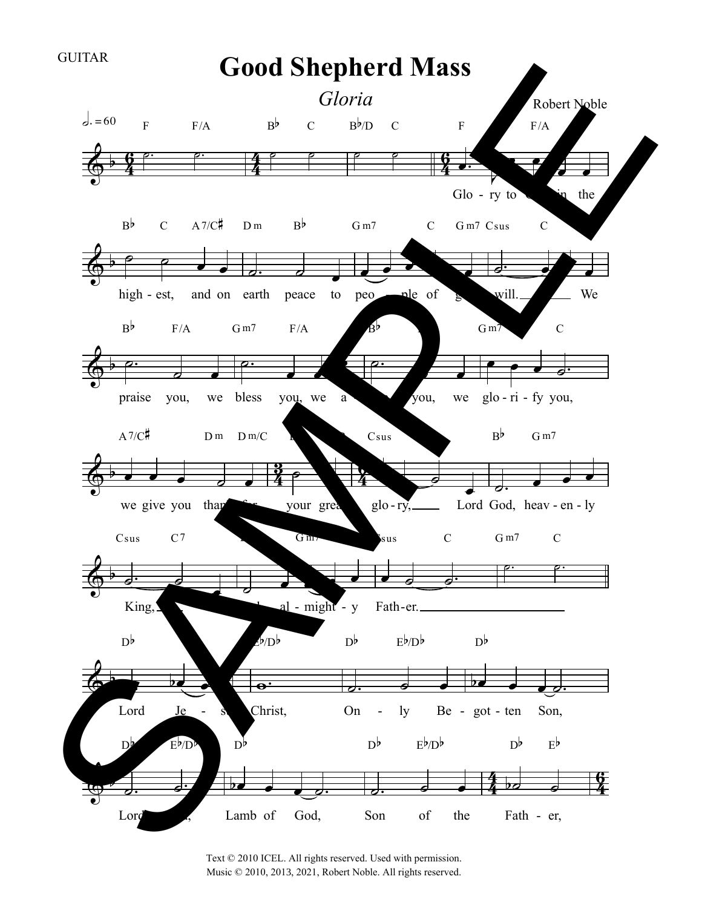GUITAR

# Good Shepherd Mass

## *Gloria*

Robert Noble

Text © 2010 ICEL. All rights reserved. Used with permission.
Music © 2010, 2013, 2021, Robert Noble. All rights reserved.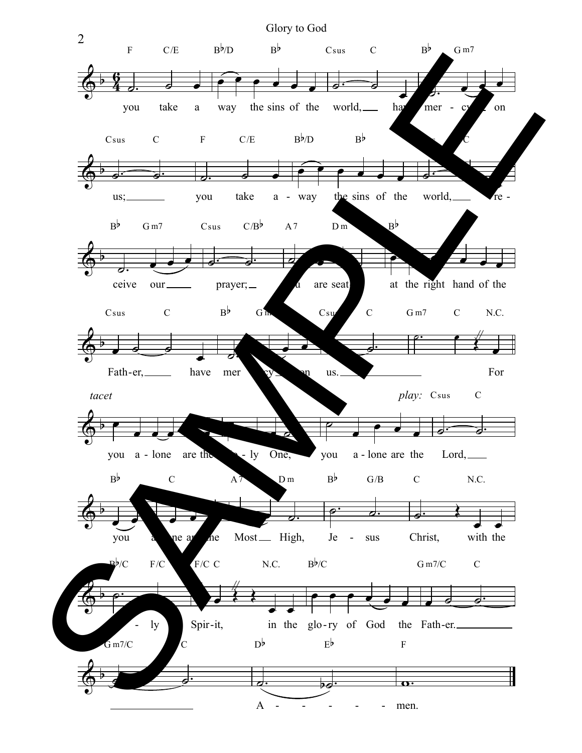you take a way the sins of the world, have mer - cy on

us; you take a - way the sins of the world, re -

ceive our prayer; you are seated at the right hand of the

Fath-er, have mer - cy on us. For

*tacet* *play:*

you a - lone are the Ho - ly One, you a - lone are the Lord,

you a - lone are the Most High, Je - sus Christ, with the

Ho - ly Spir-it, in the glo-ry of God the Fath-er.

A - - - - - - men.